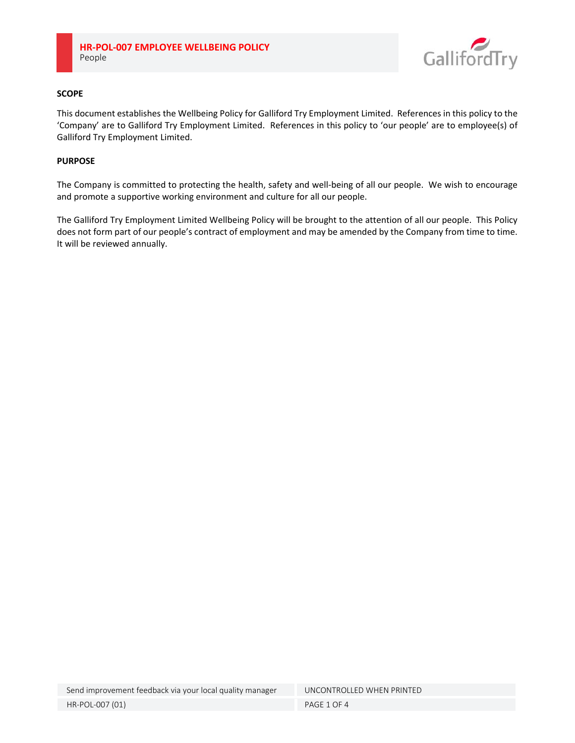# HR-POL-007 EMPLOYEE WELLBEING POLICY

People

**SCOPE**

This document establishes the Wellbeing Policy for Galliford Try Employment Limited. References in this policy to the 'Company' are to Galliford Try Employment Limited. References in this policy to 'our people' are to employee(s) of Galliford Try Employment Limited.

**PURPOSE**

The Company is committed to protecting the health, safety and well-being of all our people. We wish to encourage and promote a supportive working environment and culture for all our people.

The Galliford Try Employment Limited Wellbeing Policy will be brought to the attention of all our people. This Policy does not form part of our people's contract of employment and may be amended by the Company from time to time. It will be reviewed annually.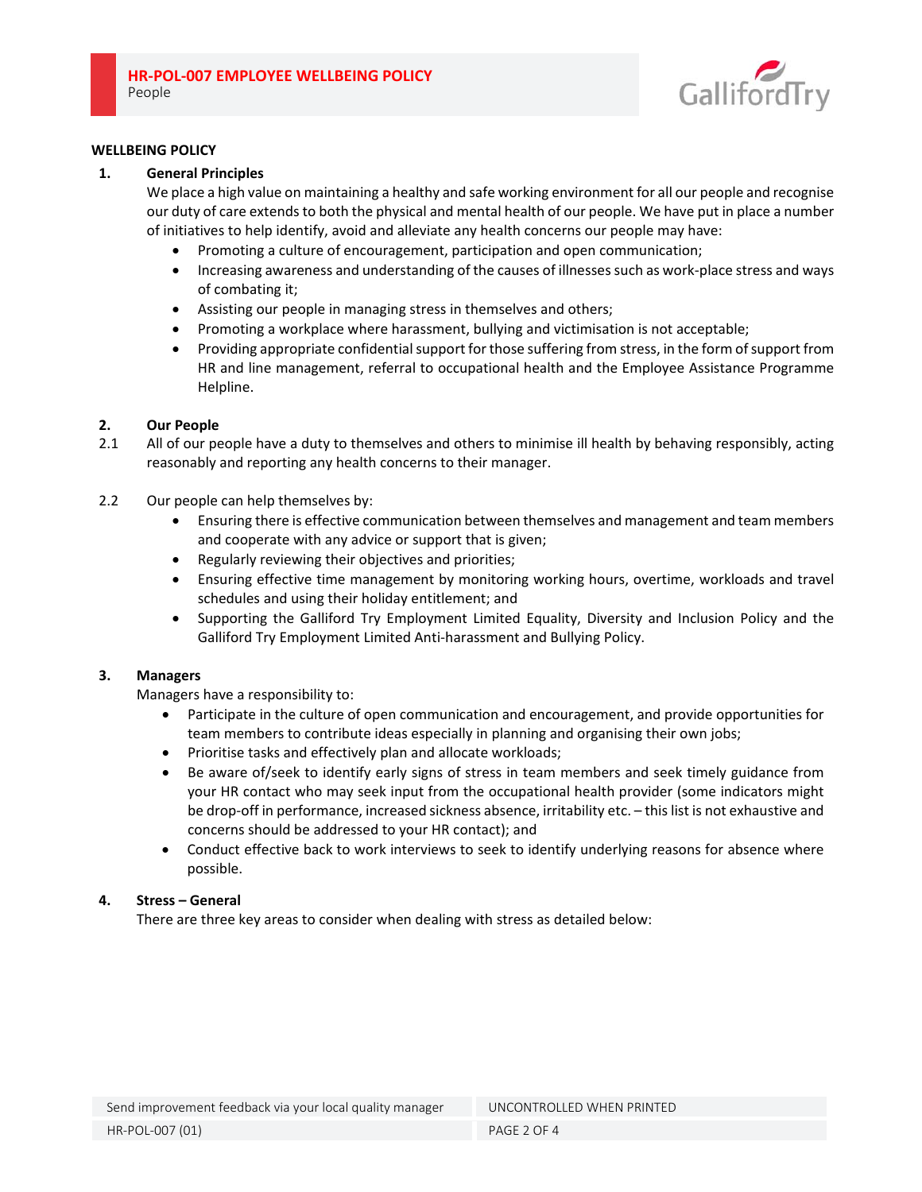## WELLBEING POLICY

### 1. General Principles

We place a high value on maintaining a healthy and safe working environment for all our people and recognise our duty of care extends to both the physical and mental health of our people. We have put in place a number of initiatives to help identify, avoid and alleviate any health concerns our people may have:

- Promoting a culture of encouragement, participation and open communication;
- Increasing awareness and understanding of the causes of illnesses such as work-place stress and ways of combating it;
- Assisting our people in managing stress in themselves and others;
- Promoting a workplace where harassment, bullying and victimisation is not acceptable;
- Providing appropriate confidential support for those suffering from stress, in the form of support from HR and line management, referral to occupational health and the Employee Assistance Programme Helpline.

### 2. Our People

2.1 All of our people have a duty to themselves and others to minimise ill health by behaving responsibly, acting reasonably and reporting any health concerns to their manager.

2.2 Our people can help themselves by:

- Ensuring there is effective communication between themselves and management and team members and cooperate with any advice or support that is given;
- Regularly reviewing their objectives and priorities;
- Ensuring effective time management by monitoring working hours, overtime, workloads and travel schedules and using their holiday entitlement; and
- Supporting the Galliford Try Employment Limited Equality, Diversity and Inclusion Policy and the Galliford Try Employment Limited Anti-harassment and Bullying Policy.

### 3. Managers

Managers have a responsibility to:

- Participate in the culture of open communication and encouragement, and provide opportunities for team members to contribute ideas especially in planning and organising their own jobs;
- Prioritise tasks and effectively plan and allocate workloads;
- Be aware of/seek to identify early signs of stress in team members and seek timely guidance from your HR contact who may seek input from the occupational health provider (some indicators might be drop-off in performance, increased sickness absence, irritability etc. – this list is not exhaustive and concerns should be addressed to your HR contact); and
- Conduct effective back to work interviews to seek to identify underlying reasons for absence where possible.

### 4. Stress – General

There are three key areas to consider when dealing with stress as detailed below: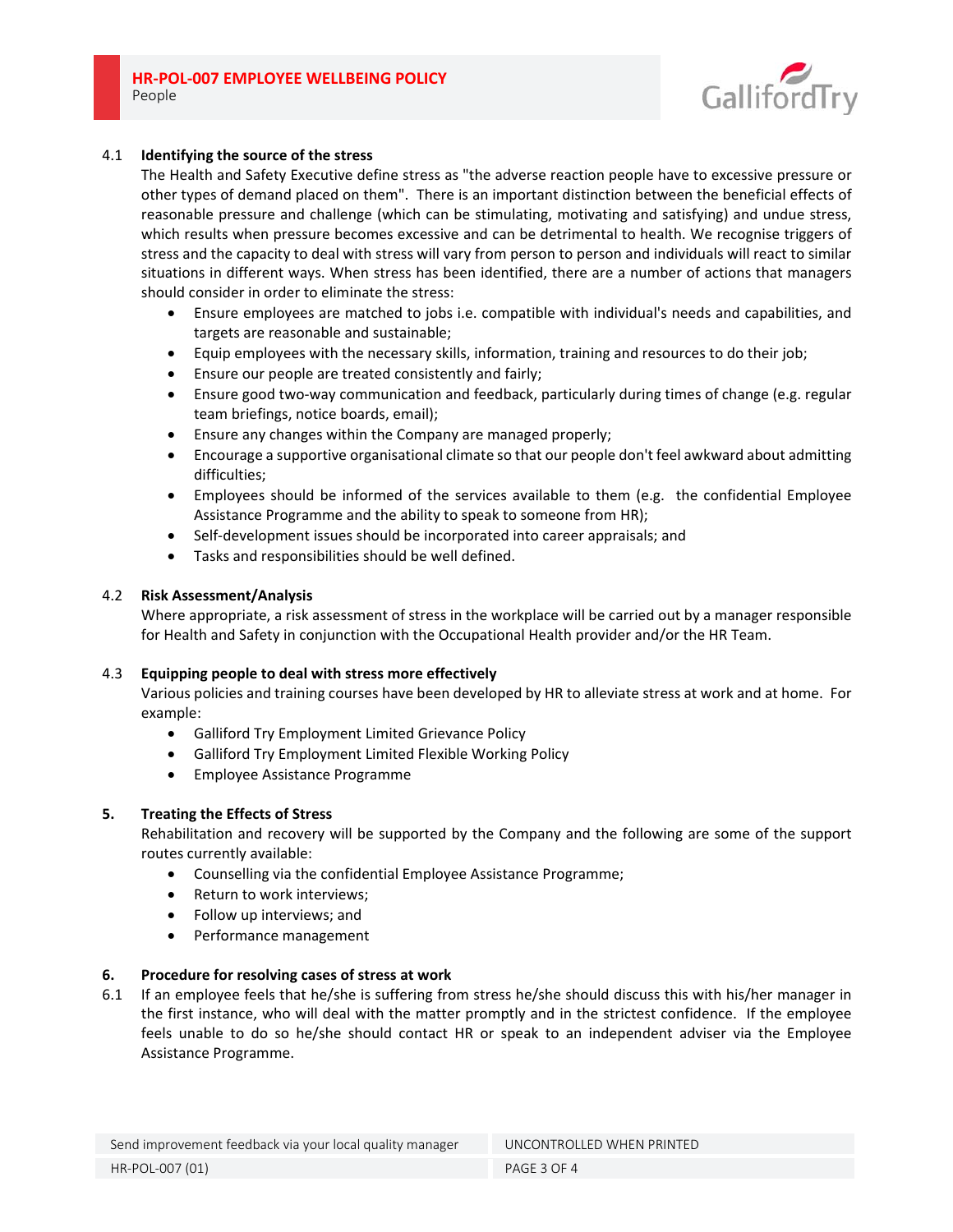### 4.1 Identifying the source of the stress

The Health and Safety Executive define stress as "the adverse reaction people have to excessive pressure or other types of demand placed on them". There is an important distinction between the beneficial effects of reasonable pressure and challenge (which can be stimulating, motivating and satisfying) and undue stress, which results when pressure becomes excessive and can be detrimental to health. We recognise triggers of stress and the capacity to deal with stress will vary from person to person and individuals will react to similar situations in different ways. When stress has been identified, there are a number of actions that managers should consider in order to eliminate the stress:

- Ensure employees are matched to jobs i.e. compatible with individual's needs and capabilities, and targets are reasonable and sustainable;
- Equip employees with the necessary skills, information, training and resources to do their job;
- Ensure our people are treated consistently and fairly;
- Ensure good two-way communication and feedback, particularly during times of change (e.g. regular team briefings, notice boards, email);
- Ensure any changes within the Company are managed properly;
- Encourage a supportive organisational climate so that our people don't feel awkward about admitting difficulties;
- Employees should be informed of the services available to them (e.g. the confidential Employee Assistance Programme and the ability to speak to someone from HR);
- Self-development issues should be incorporated into career appraisals; and
- Tasks and responsibilities should be well defined.

### 4.2 Risk Assessment/Analysis

Where appropriate, a risk assessment of stress in the workplace will be carried out by a manager responsible for Health and Safety in conjunction with the Occupational Health provider and/or the HR Team.

### 4.3 Equipping people to deal with stress more effectively

Various policies and training courses have been developed by HR to alleviate stress at work and at home. For example:

- Galliford Try Employment Limited Grievance Policy
- Galliford Try Employment Limited Flexible Working Policy
- Employee Assistance Programme

## 5. Treating the Effects of Stress

Rehabilitation and recovery will be supported by the Company and the following are some of the support routes currently available:

- Counselling via the confidential Employee Assistance Programme;
- Return to work interviews;
- Follow up interviews; and
- Performance management

## 6. Procedure for resolving cases of stress at work

6.1 If an employee feels that he/she is suffering from stress he/she should discuss this with his/her manager in the first instance, who will deal with the matter promptly and in the strictest confidence. If the employee feels unable to do so he/she should contact HR or speak to an independent adviser via the Employee Assistance Programme.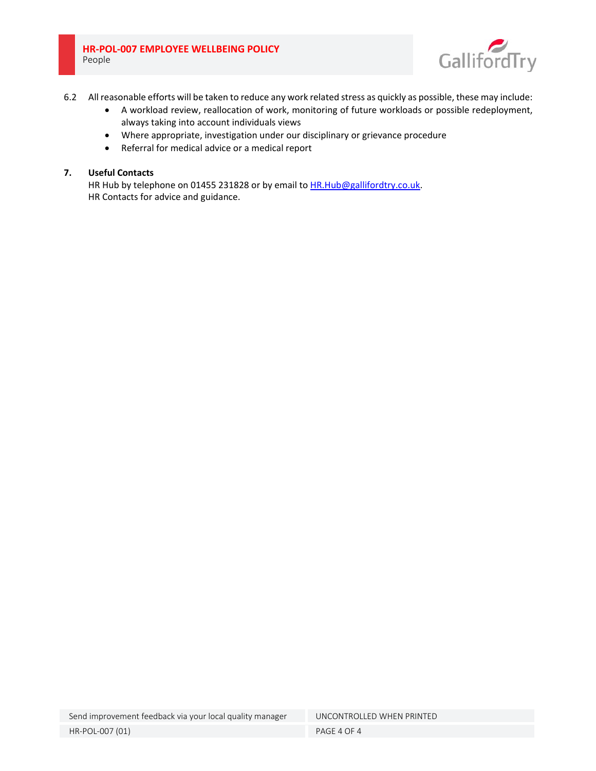6.2 All reasonable efforts will be taken to reduce any work related stress as quickly as possible, these may include:

- A workload review, reallocation of work, monitoring of future workloads or possible redeployment, always taking into account individuals views
- Where appropriate, investigation under our disciplinary or grievance procedure
- Referral for medical advice or a medical report

## 7. Useful Contacts

HR Hub by telephone on 01455 231828 or by email to HR.Hub@gallifordtry.co.uk.
HR Contacts for advice and guidance.